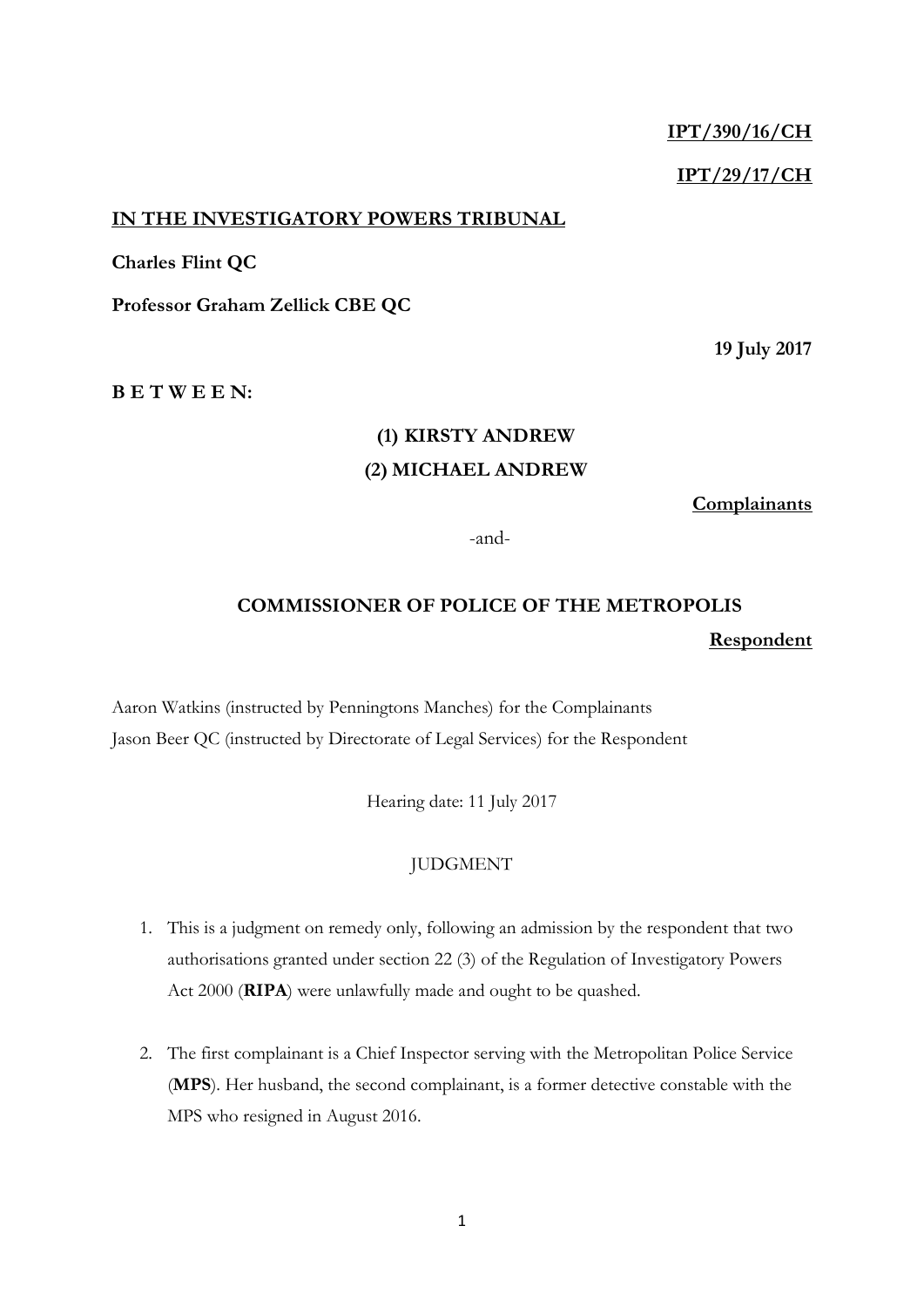**IPT/390/16/CH**

**IPT/29/17/CH**

**IN THE INVESTIGATORY POWERS TRIBUNAL**

**Charles Flint QC**

**Professor Graham Zellick CBE QC**

**19 July 2017**

**B E T W E E N:**

**(1) KIRSTY ANDREW**

**(2) MICHAEL ANDREW**

**Complainants**

-and-

**COMMISSIONER OF POLICE OF THE METROPOLIS**

**Respondent**

Aaron Watkins (instructed by Penningtons Manches) for the Complainants
Jason Beer QC (instructed by Directorate of Legal Services) for the Respondent

Hearing date: 11 July 2017

JUDGMENT

1. This is a judgment on remedy only, following an admission by the respondent that two authorisations granted under section 22 (3) of the Regulation of Investigatory Powers Act 2000 (**RIPA**) were unlawfully made and ought to be quashed.

2. The first complainant is a Chief Inspector serving with the Metropolitan Police Service (**MPS**). Her husband, the second complainant, is a former detective constable with the MPS who resigned in August 2016.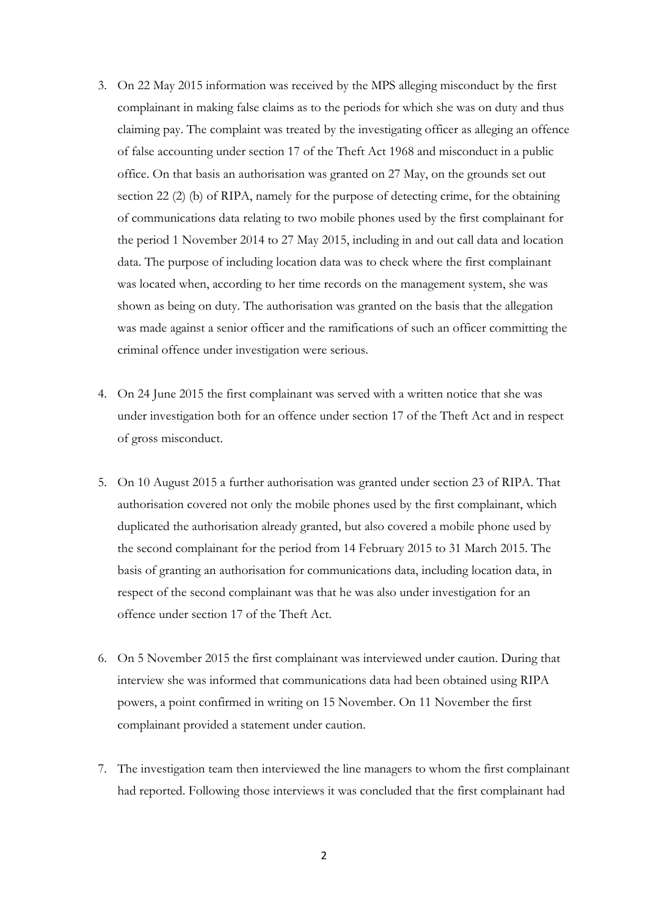3. On 22 May 2015 information was received by the MPS alleging misconduct by the first complainant in making false claims as to the periods for which she was on duty and thus claiming pay. The complaint was treated by the investigating officer as alleging an offence of false accounting under section 17 of the Theft Act 1968 and misconduct in a public office. On that basis an authorisation was granted on 27 May, on the grounds set out section 22 (2) (b) of RIPA, namely for the purpose of detecting crime, for the obtaining of communications data relating to two mobile phones used by the first complainant for the period 1 November 2014 to 27 May 2015, including in and out call data and location data. The purpose of including location data was to check where the first complainant was located when, according to her time records on the management system, she was shown as being on duty. The authorisation was granted on the basis that the allegation was made against a senior officer and the ramifications of such an officer committing the criminal offence under investigation were serious.

4. On 24 June 2015 the first complainant was served with a written notice that she was under investigation both for an offence under section 17 of the Theft Act and in respect of gross misconduct.

5. On 10 August 2015 a further authorisation was granted under section 23 of RIPA. That authorisation covered not only the mobile phones used by the first complainant, which duplicated the authorisation already granted, but also covered a mobile phone used by the second complainant for the period from 14 February 2015 to 31 March 2015. The basis of granting an authorisation for communications data, including location data, in respect of the second complainant was that he was also under investigation for an offence under section 17 of the Theft Act.

6. On 5 November 2015 the first complainant was interviewed under caution. During that interview she was informed that communications data had been obtained using RIPA powers, a point confirmed in writing on 15 November. On 11 November the first complainant provided a statement under caution.

7. The investigation team then interviewed the line managers to whom the first complainant had reported. Following those interviews it was concluded that the first complainant had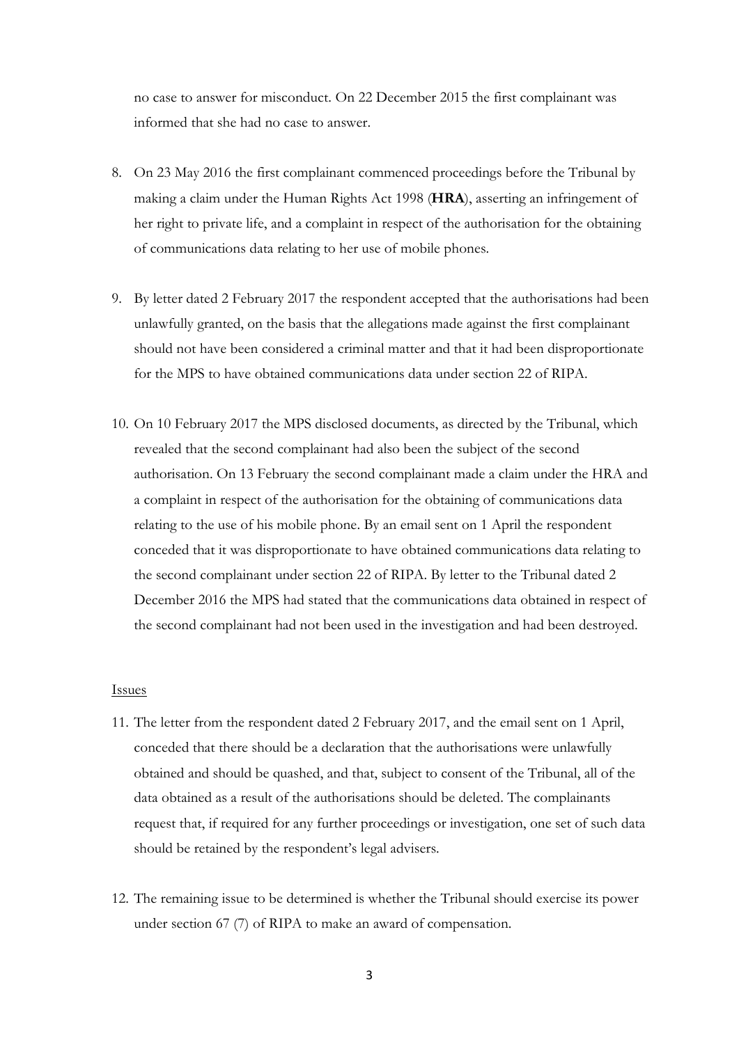no case to answer for misconduct. On 22 December 2015 the first complainant was informed that she had no case to answer.

8. On 23 May 2016 the first complainant commenced proceedings before the Tribunal by making a claim under the Human Rights Act 1998 (**HRA**), asserting an infringement of her right to private life, and a complaint in respect of the authorisation for the obtaining of communications data relating to her use of mobile phones.

9. By letter dated 2 February 2017 the respondent accepted that the authorisations had been unlawfully granted, on the basis that the allegations made against the first complainant should not have been considered a criminal matter and that it had been disproportionate for the MPS to have obtained communications data under section 22 of RIPA.

10. On 10 February 2017 the MPS disclosed documents, as directed by the Tribunal, which revealed that the second complainant had also been the subject of the second authorisation. On 13 February the second complainant made a claim under the HRA and a complaint in respect of the authorisation for the obtaining of communications data relating to the use of his mobile phone. By an email sent on 1 April the respondent conceded that it was disproportionate to have obtained communications data relating to the second complainant under section 22 of RIPA. By letter to the Tribunal dated 2 December 2016 the MPS had stated that the communications data obtained in respect of the second complainant had not been used in the investigation and had been destroyed.

<u>Issues</u>

11. The letter from the respondent dated 2 February 2017, and the email sent on 1 April, conceded that there should be a declaration that the authorisations were unlawfully obtained and should be quashed, and that, subject to consent of the Tribunal, all of the data obtained as a result of the authorisations should be deleted. The complainants request that, if required for any further proceedings or investigation, one set of such data should be retained by the respondent's legal advisers.

12. The remaining issue to be determined is whether the Tribunal should exercise its power under section 67 (7) of RIPA to make an award of compensation.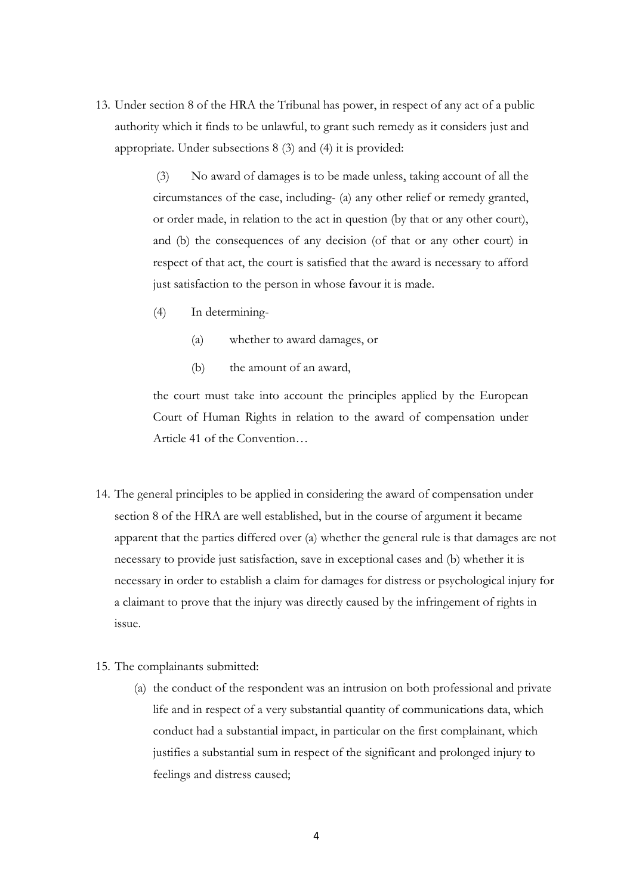13. Under section 8 of the HRA the Tribunal has power, in respect of any act of a public authority which it finds to be unlawful, to grant such remedy as it considers just and appropriate. Under subsections 8 (3) and (4) it is provided:

    > (3) No award of damages is to be made unless, taking account of all the circumstances of the case, including- (a) any other relief or remedy granted, or order made, in relation to the act in question (by that or any other court), and (b) the consequences of any decision (of that or any other court) in respect of that act, the court is satisfied that the award is necessary to afford just satisfaction to the person in whose favour it is made.
    >
    > (4) In determining-
    >
    > (a) whether to award damages, or
    >
    > (b) the amount of an award,
    >
    > the court must take into account the principles applied by the European Court of Human Rights in relation to the award of compensation under Article 41 of the Convention…

14. The general principles to be applied in considering the award of compensation under section 8 of the HRA are well established, but in the course of argument it became apparent that the parties differed over (a) whether the general rule is that damages are not necessary to provide just satisfaction, save in exceptional cases and (b) whether it is necessary in order to establish a claim for damages for distress or psychological injury for a claimant to prove that the injury was directly caused by the infringement of rights in issue.

15. The complainants submitted:
    (a) the conduct of the respondent was an intrusion on both professional and private life and in respect of a very substantial quantity of communications data, which conduct had a substantial impact, in particular on the first complainant, which justifies a substantial sum in respect of the significant and prolonged injury to feelings and distress caused;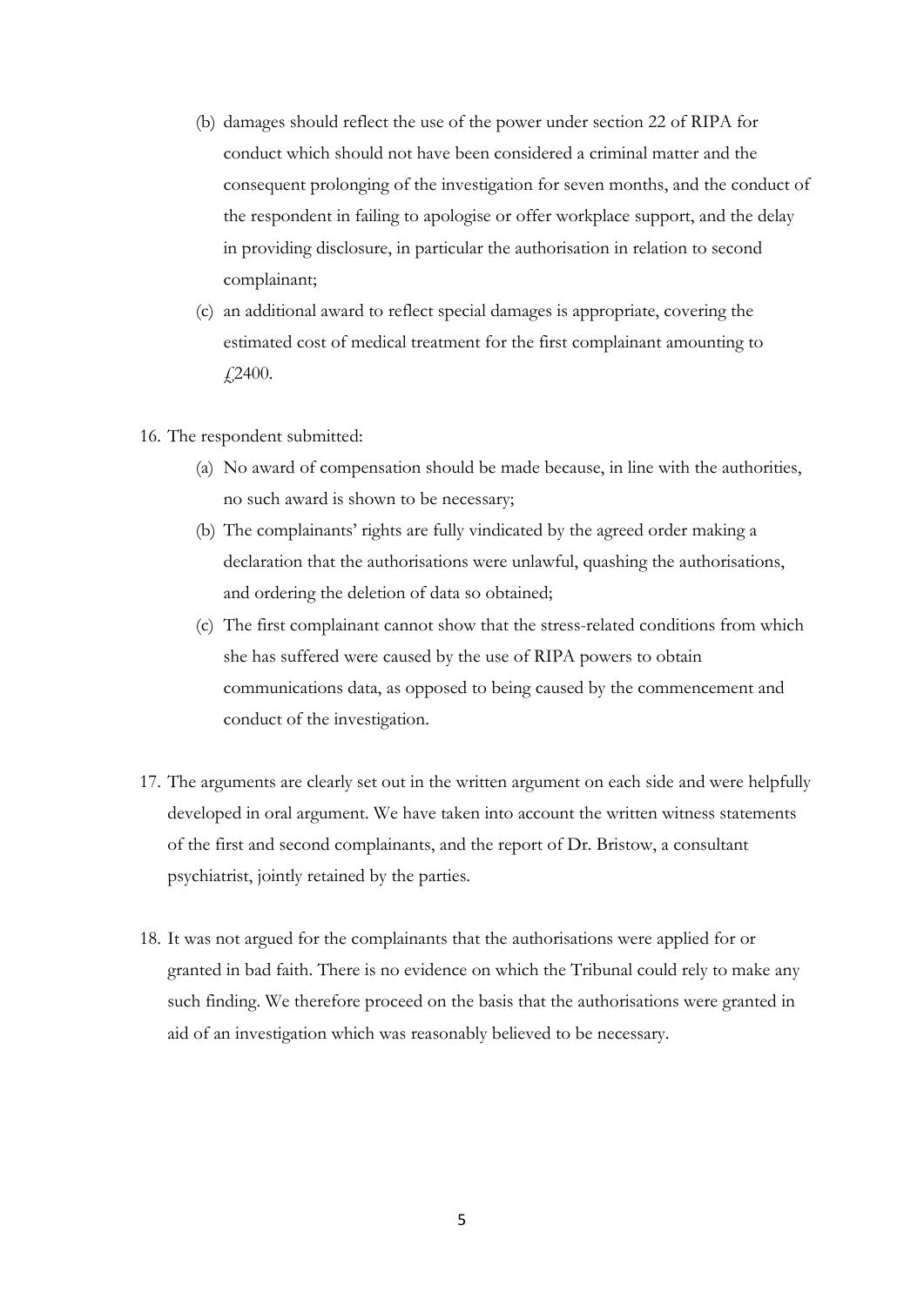(b) damages should reflect the use of the power under section 22 of RIPA for conduct which should not have been considered a criminal matter and the consequent prolonging of the investigation for seven months, and the conduct of the respondent in failing to apologise or offer workplace support, and the delay in providing disclosure, in particular the authorisation in relation to second complainant;

(c) an additional award to reflect special damages is appropriate, covering the estimated cost of medical treatment for the first complainant amounting to £2400.

16. The respondent submitted:

    (a) No award of compensation should be made because, in line with the authorities, no such award is shown to be necessary;

    (b) The complainants' rights are fully vindicated by the agreed order making a declaration that the authorisations were unlawful, quashing the authorisations, and ordering the deletion of data so obtained;

    (c) The first complainant cannot show that the stress-related conditions from which she has suffered were caused by the use of RIPA powers to obtain communications data, as opposed to being caused by the commencement and conduct of the investigation.

17. The arguments are clearly set out in the written argument on each side and were helpfully developed in oral argument. We have taken into account the written witness statements of the first and second complainants, and the report of Dr. Bristow, a consultant psychiatrist, jointly retained by the parties.

18. It was not argued for the complainants that the authorisations were applied for or granted in bad faith. There is no evidence on which the Tribunal could rely to make any such finding. We therefore proceed on the basis that the authorisations were granted in aid of an investigation which was reasonably believed to be necessary.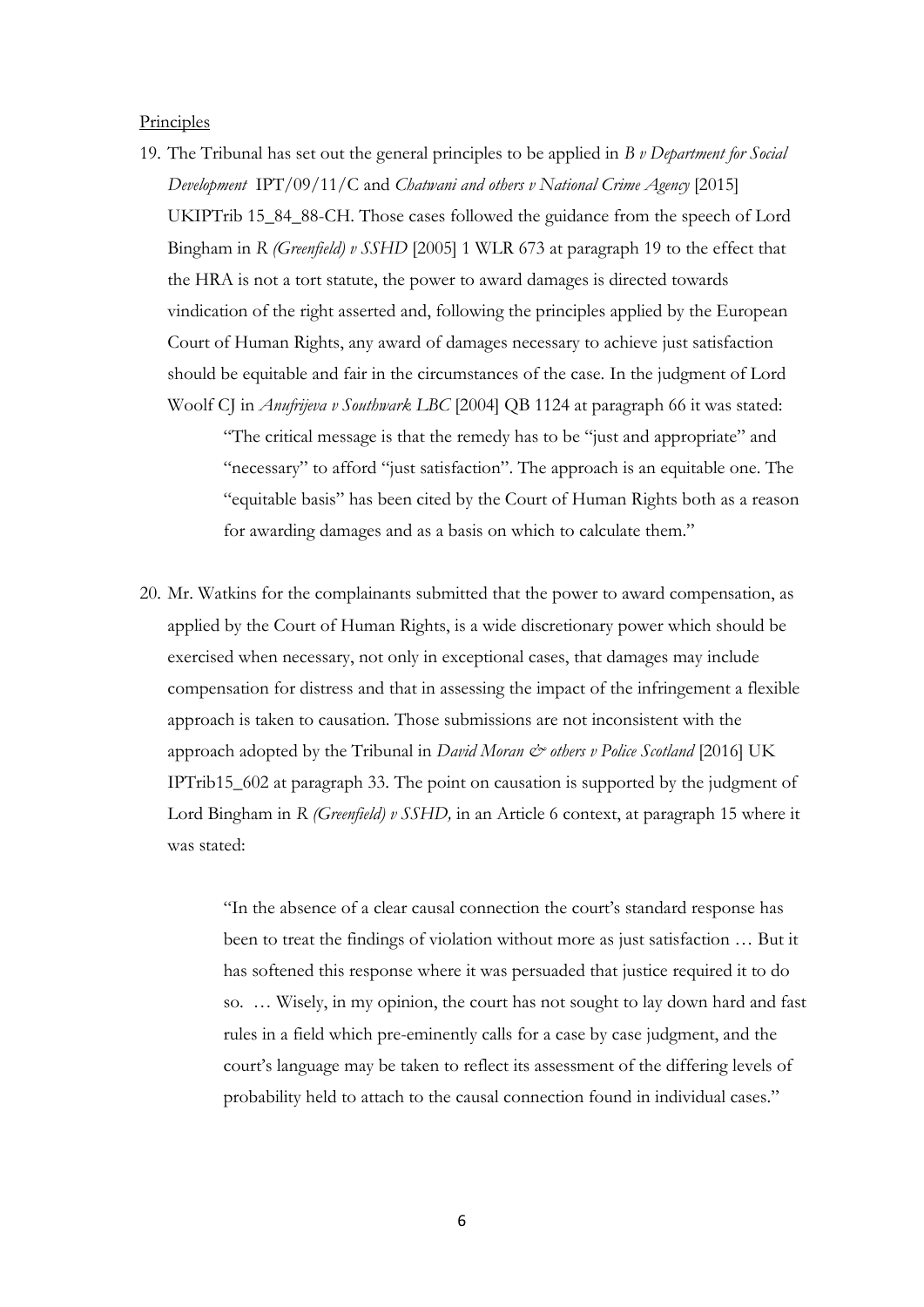<u>Principles</u>

19. The Tribunal has set out the general principles to be applied in *B v Department for Social Development* IPT/09/11/C and *Chatwani and others v National Crime Agency* [2015] UKIPTrib 15_84_88-CH. Those cases followed the guidance from the speech of Lord Bingham in *R (Greenfield) v SSHD* [2005] 1 WLR 673 at paragraph 19 to the effect that the HRA is not a tort statute, the power to award damages is directed towards vindication of the right asserted and, following the principles applied by the European Court of Human Rights, any award of damages necessary to achieve just satisfaction should be equitable and fair in the circumstances of the case. In the judgment of Lord Woolf CJ in *Anufrijeva v Southwark LBC* [2004] QB 1124 at paragraph 66 it was stated:

    > "The critical message is that the remedy has to be "just and appropriate" and "necessary" to afford "just satisfaction". The approach is an equitable one. The "equitable basis" has been cited by the Court of Human Rights both as a reason for awarding damages and as a basis on which to calculate them."

20. Mr. Watkins for the complainants submitted that the power to award compensation, as applied by the Court of Human Rights, is a wide discretionary power which should be exercised when necessary, not only in exceptional cases, that damages may include compensation for distress and that in assessing the impact of the infringement a flexible approach is taken to causation. Those submissions are not inconsistent with the approach adopted by the Tribunal in *David Moran & others v Police Scotland* [2016] UK IPTrib15_602 at paragraph 33. The point on causation is supported by the judgment of Lord Bingham in *R (Greenfield) v SSHD,* in an Article 6 context, at paragraph 15 where it was stated:

    > "In the absence of a clear causal connection the court's standard response has been to treat the findings of violation without more as just satisfaction … But it has softened this response where it was persuaded that justice required it to do so. … Wisely, in my opinion, the court has not sought to lay down hard and fast rules in a field which pre-eminently calls for a case by case judgment, and the court's language may be taken to reflect its assessment of the differing levels of probability held to attach to the causal connection found in individual cases."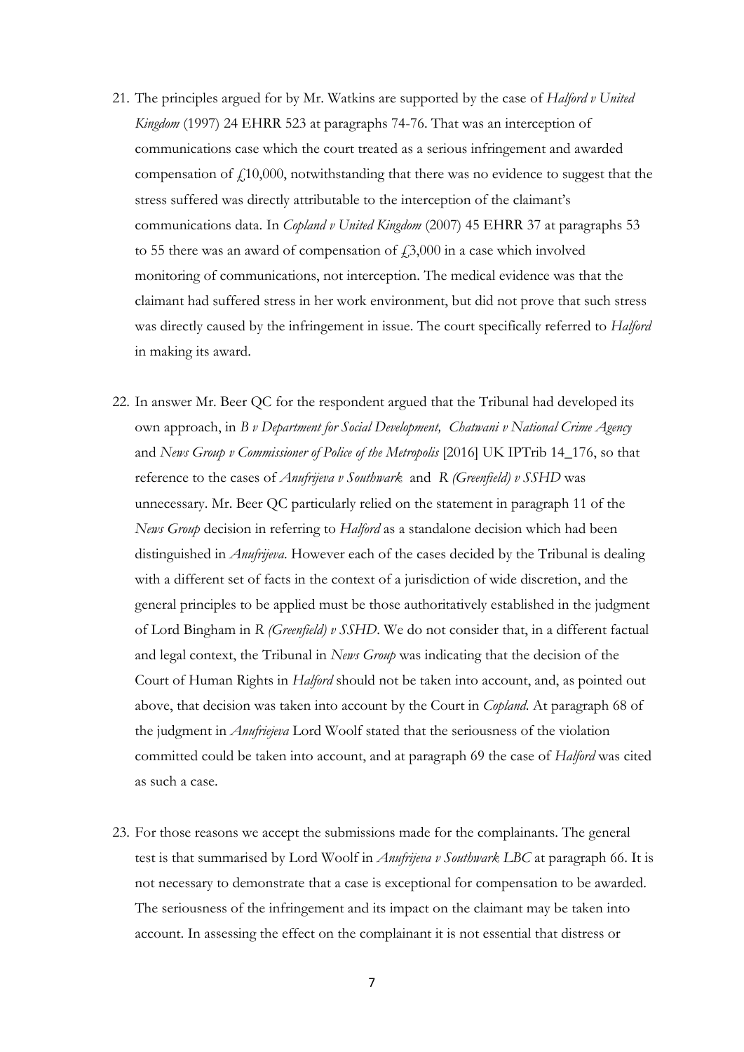21. The principles argued for by Mr. Watkins are supported by the case of *Halford v United Kingdom* (1997) 24 EHRR 523 at paragraphs 74-76. That was an interception of communications case which the court treated as a serious infringement and awarded compensation of £10,000, notwithstanding that there was no evidence to suggest that the stress suffered was directly attributable to the interception of the claimant's communications data. In *Copland v United Kingdom* (2007) 45 EHRR 37 at paragraphs 53 to 55 there was an award of compensation of £3,000 in a case which involved monitoring of communications, not interception. The medical evidence was that the claimant had suffered stress in her work environment, but did not prove that such stress was directly caused by the infringement in issue. The court specifically referred to *Halford* in making its award.

22. In answer Mr. Beer QC for the respondent argued that the Tribunal had developed its own approach, in *B v Department for Social Development, Chatwani v National Crime Agency* and *News Group v Commissioner of Police of the Metropolis* [2016] UK IPTrib 14_176, so that reference to the cases of *Anufrijeva v Southwark* and *R (Greenfield) v SSHD* was unnecessary. Mr. Beer QC particularly relied on the statement in paragraph 11 of the *News Group* decision in referring to *Halford* as a standalone decision which had been distinguished in *Anufrijeva*. However each of the cases decided by the Tribunal is dealing with a different set of facts in the context of a jurisdiction of wide discretion, and the general principles to be applied must be those authoritatively established in the judgment of Lord Bingham in *R (Greenfield) v SSHD*. We do not consider that, in a different factual and legal context, the Tribunal in *News Group* was indicating that the decision of the Court of Human Rights in *Halford* should not be taken into account, and, as pointed out above, that decision was taken into account by the Court in *Copland*. At paragraph 68 of the judgment in *Anufriejeva* Lord Woolf stated that the seriousness of the violation committed could be taken into account, and at paragraph 69 the case of *Halford* was cited as such a case.

23. For those reasons we accept the submissions made for the complainants. The general test is that summarised by Lord Woolf in *Anufrijeva v Southwark LBC* at paragraph 66. It is not necessary to demonstrate that a case is exceptional for compensation to be awarded. The seriousness of the infringement and its impact on the claimant may be taken into account. In assessing the effect on the complainant it is not essential that distress or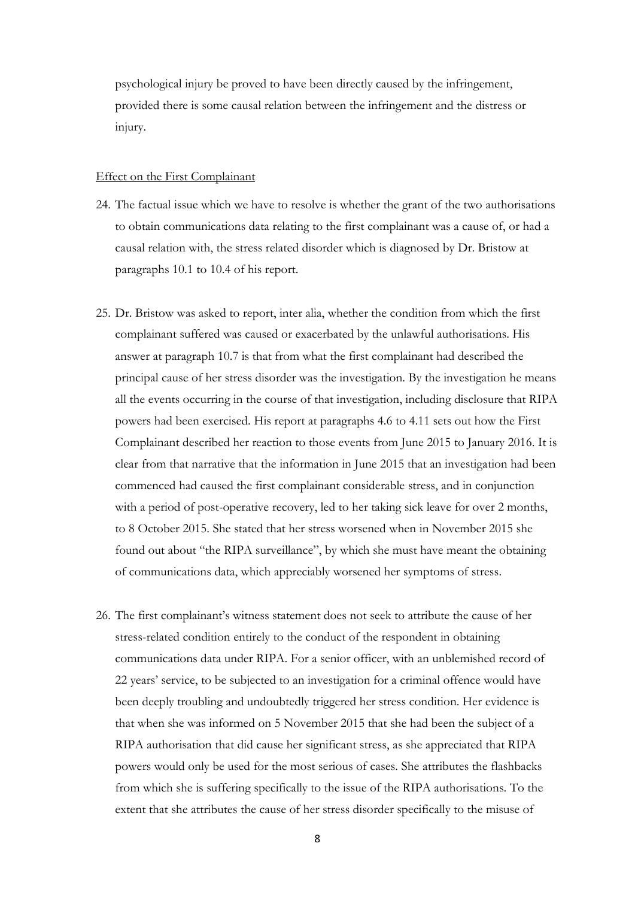psychological injury be proved to have been directly caused by the infringement, provided there is some causal relation between the infringement and the distress or injury.

<u>Effect on the First Complainant</u>

24. The factual issue which we have to resolve is whether the grant of the two authorisations to obtain communications data relating to the first complainant was a cause of, or had a causal relation with, the stress related disorder which is diagnosed by Dr. Bristow at paragraphs 10.1 to 10.4 of his report.

25. Dr. Bristow was asked to report, inter alia, whether the condition from which the first complainant suffered was caused or exacerbated by the unlawful authorisations. His answer at paragraph 10.7 is that from what the first complainant had described the principal cause of her stress disorder was the investigation. By the investigation he means all the events occurring in the course of that investigation, including disclosure that RIPA powers had been exercised. His report at paragraphs 4.6 to 4.11 sets out how the First Complainant described her reaction to those events from June 2015 to January 2016. It is clear from that narrative that the information in June 2015 that an investigation had been commenced had caused the first complainant considerable stress, and in conjunction with a period of post-operative recovery, led to her taking sick leave for over 2 months, to 8 October 2015. She stated that her stress worsened when in November 2015 she found out about "the RIPA surveillance", by which she must have meant the obtaining of communications data, which appreciably worsened her symptoms of stress.

26. The first complainant's witness statement does not seek to attribute the cause of her stress-related condition entirely to the conduct of the respondent in obtaining communications data under RIPA. For a senior officer, with an unblemished record of 22 years' service, to be subjected to an investigation for a criminal offence would have been deeply troubling and undoubtedly triggered her stress condition. Her evidence is that when she was informed on 5 November 2015 that she had been the subject of a RIPA authorisation that did cause her significant stress, as she appreciated that RIPA powers would only be used for the most serious of cases. She attributes the flashbacks from which she is suffering specifically to the issue of the RIPA authorisations. To the extent that she attributes the cause of her stress disorder specifically to the misuse of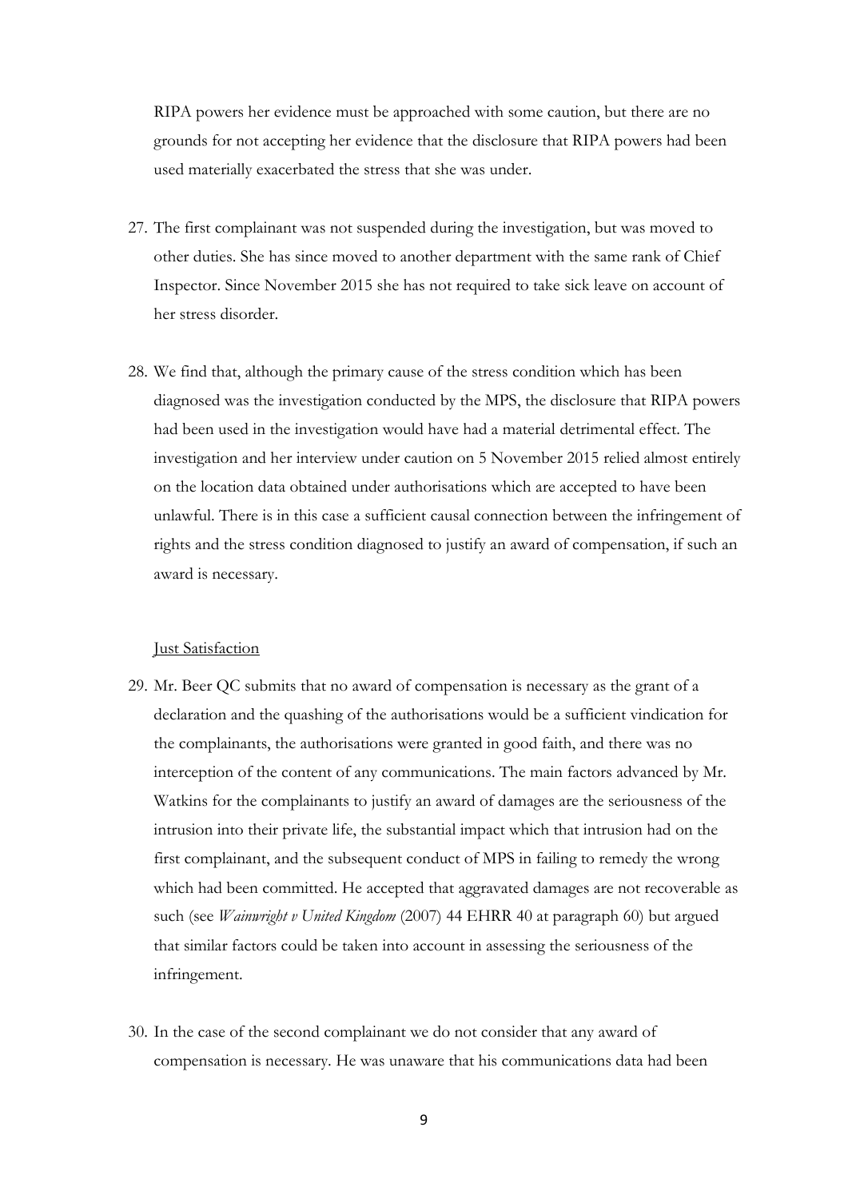RIPA powers her evidence must be approached with some caution, but there are no grounds for not accepting her evidence that the disclosure that RIPA powers had been used materially exacerbated the stress that she was under.

27. The first complainant was not suspended during the investigation, but was moved to other duties. She has since moved to another department with the same rank of Chief Inspector. Since November 2015 she has not required to take sick leave on account of her stress disorder.

28. We find that, although the primary cause of the stress condition which has been diagnosed was the investigation conducted by the MPS, the disclosure that RIPA powers had been used in the investigation would have had a material detrimental effect. The investigation and her interview under caution on 5 November 2015 relied almost entirely on the location data obtained under authorisations which are accepted to have been unlawful. There is in this case a sufficient causal connection between the infringement of rights and the stress condition diagnosed to justify an award of compensation, if such an award is necessary.

Just Satisfaction

29. Mr. Beer QC submits that no award of compensation is necessary as the grant of a declaration and the quashing of the authorisations would be a sufficient vindication for the complainants, the authorisations were granted in good faith, and there was no interception of the content of any communications. The main factors advanced by Mr. Watkins for the complainants to justify an award of damages are the seriousness of the intrusion into their private life, the substantial impact which that intrusion had on the first complainant, and the subsequent conduct of MPS in failing to remedy the wrong which had been committed. He accepted that aggravated damages are not recoverable as such (see *Wainwright v United Kingdom* (2007) 44 EHRR 40 at paragraph 60) but argued that similar factors could be taken into account in assessing the seriousness of the infringement.

30. In the case of the second complainant we do not consider that any award of compensation is necessary. He was unaware that his communications data had been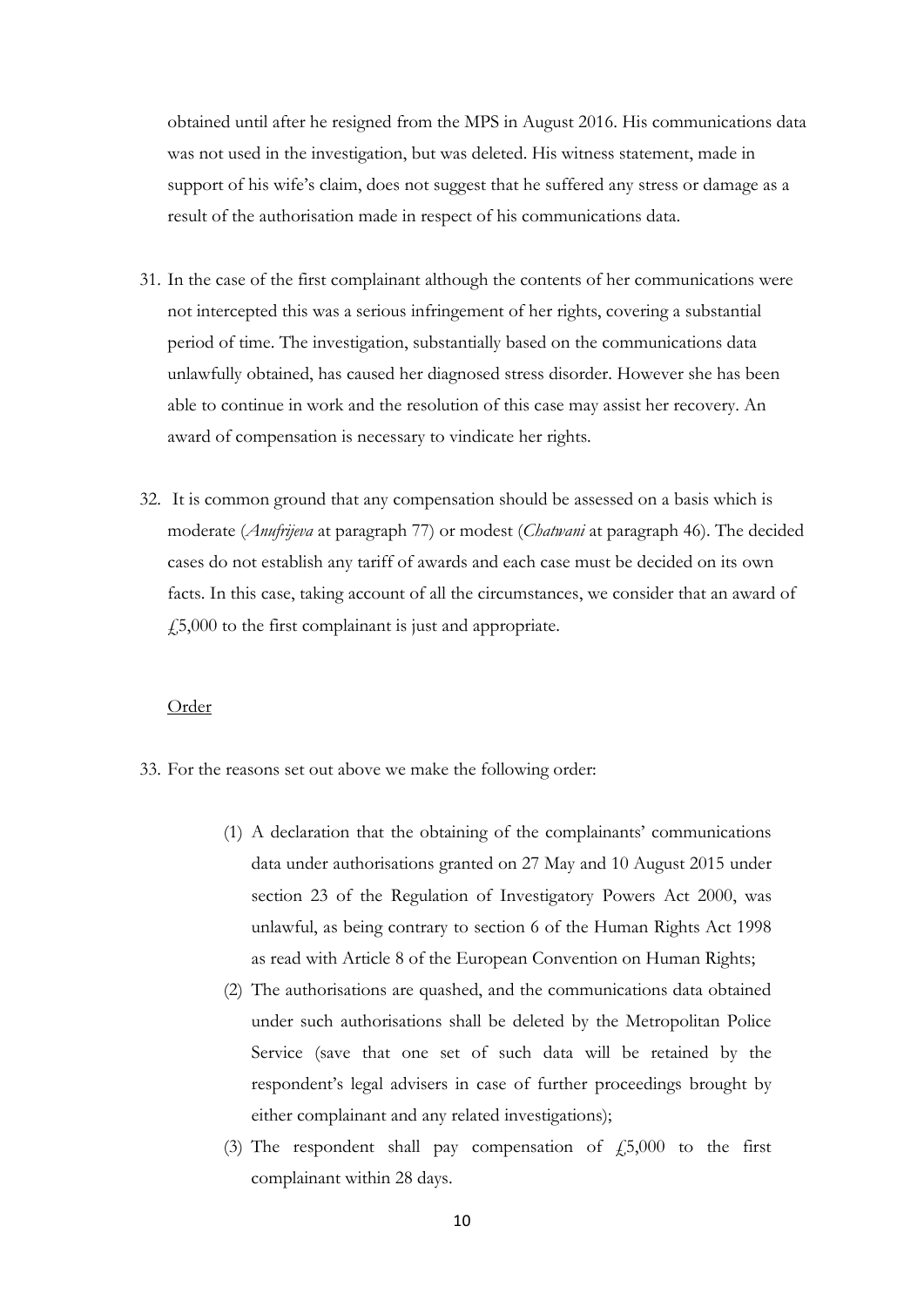obtained until after he resigned from the MPS in August 2016. His communications data was not used in the investigation, but was deleted. His witness statement, made in support of his wife's claim, does not suggest that he suffered any stress or damage as a result of the authorisation made in respect of his communications data.

31. In the case of the first complainant although the contents of her communications were not intercepted this was a serious infringement of her rights, covering a substantial period of time. The investigation, substantially based on the communications data unlawfully obtained, has caused her diagnosed stress disorder. However she has been able to continue in work and the resolution of this case may assist her recovery. An award of compensation is necessary to vindicate her rights.

32. It is common ground that any compensation should be assessed on a basis which is moderate (*Anufrijeva* at paragraph 77) or modest (*Chatwani* at paragraph 46). The decided cases do not establish any tariff of awards and each case must be decided on its own facts. In this case, taking account of all the circumstances, we consider that an award of £5,000 to the first complainant is just and appropriate.

<u>Order</u>

33. For the reasons set out above we make the following order:

    (1) A declaration that the obtaining of the complainants' communications data under authorisations granted on 27 May and 10 August 2015 under section 23 of the Regulation of Investigatory Powers Act 2000, was unlawful, as being contrary to section 6 of the Human Rights Act 1998 as read with Article 8 of the European Convention on Human Rights;

    (2) The authorisations are quashed, and the communications data obtained under such authorisations shall be deleted by the Metropolitan Police Service (save that one set of such data will be retained by the respondent's legal advisers in case of further proceedings brought by either complainant and any related investigations);

    (3) The respondent shall pay compensation of £5,000 to the first complainant within 28 days.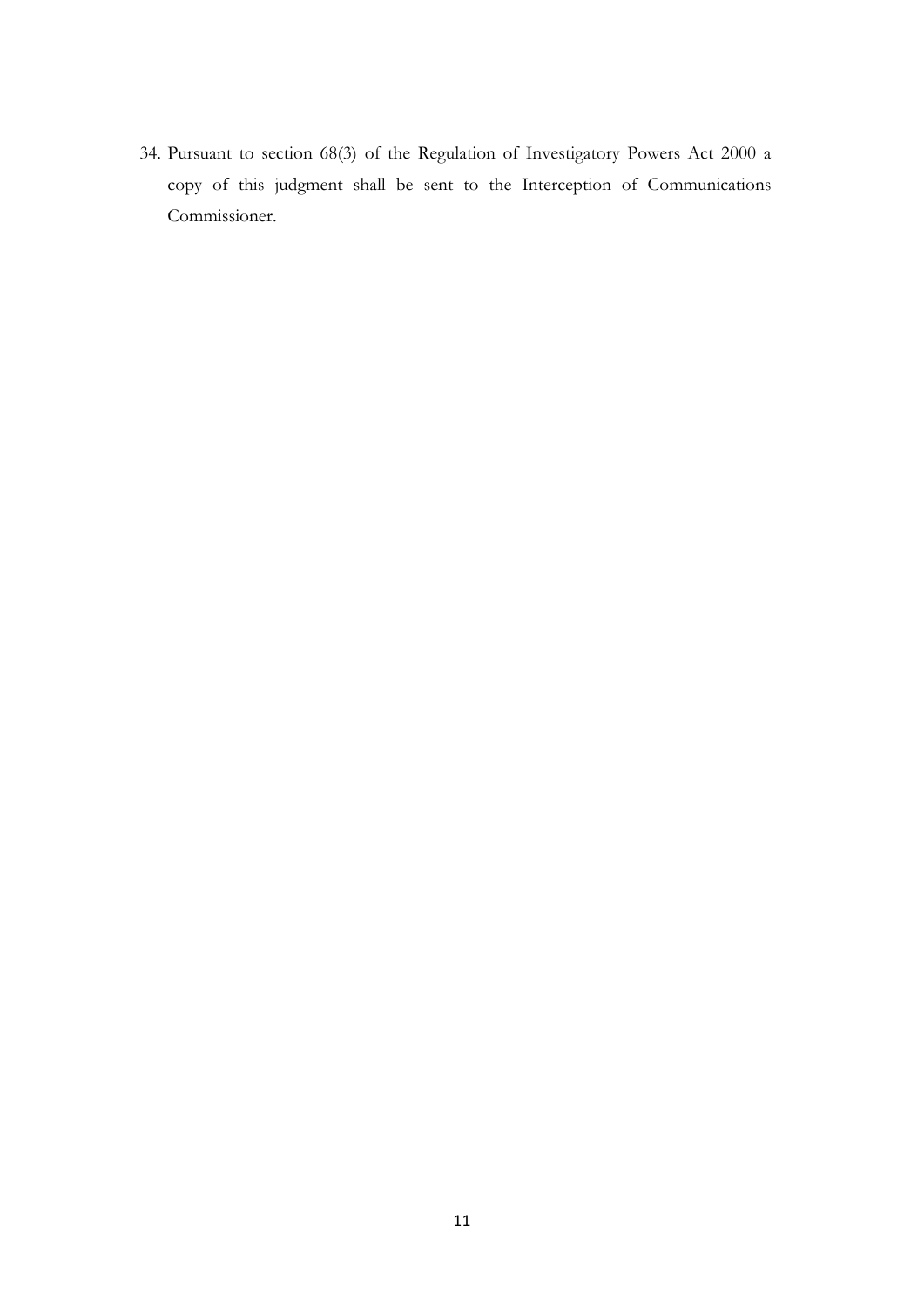34. Pursuant to section 68(3) of the Regulation of Investigatory Powers Act 2000 a copy of this judgment shall be sent to the Interception of Communications Commissioner.